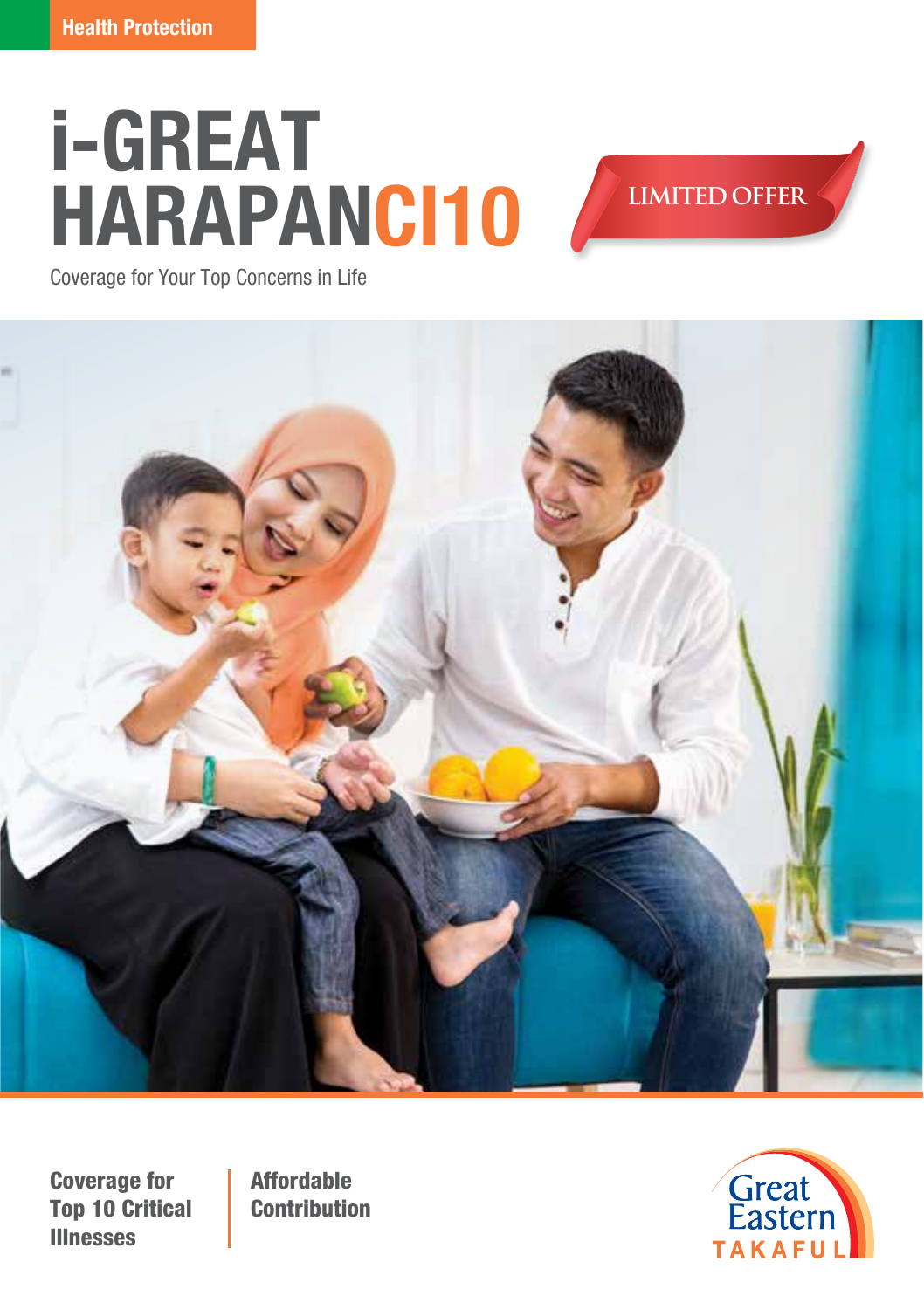Health Protection

# i-GREAT HARAPANCI10

LIMITED OFFER

Coverage for Your Top Concerns in Life

**Coverage for Top 10 Critical Illnesses**

**Affordable Contribution**

Great Eastern TAKAFUL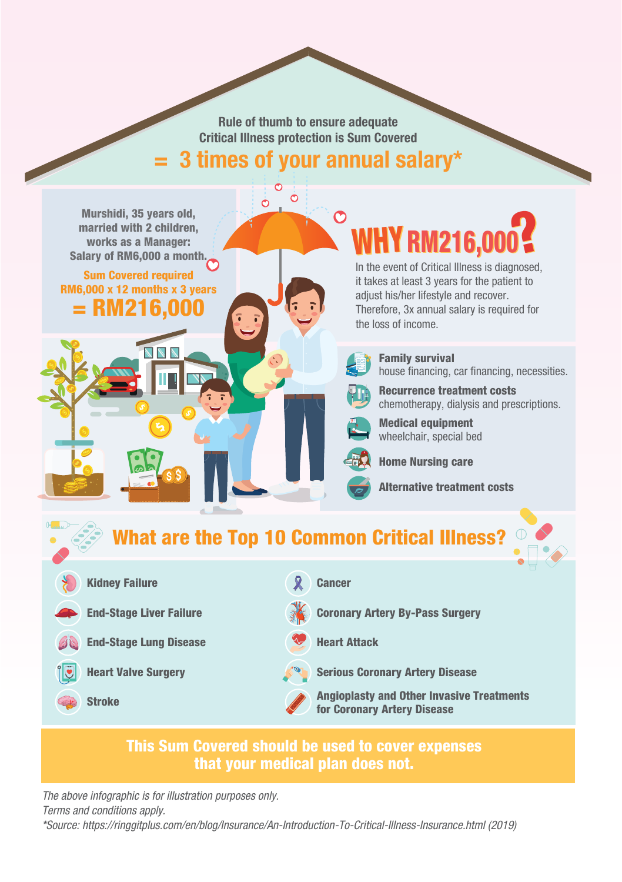## Rule of thumb to ensure adequate Critical Illness protection is Sum Covered = 3 times of your annual salary*

**Murshidi, 35 years old, married with 2 children, works as a Manager: Salary of RM6,000 a month.**

**Sum Covered required**
**RM6,000 x 12 months x 3 years**
**= RM216,000**

## WHY RM216,000?

In the event of Critical Illness is diagnosed, it takes at least 3 years for the patient to adjust his/her lifestyle and recover. Therefore, 3x annual salary is required for the loss of income.

- **Family survival**
  house financing, car financing, necessities.
- **Recurrence treatment costs**
  chemotherapy, dialysis and prescriptions.
- **Medical equipment**
  wheelchair, special bed
- **Home Nursing care**
- **Alternative treatment costs**

## What are the Top 10 Common Critical Illness?

- **Kidney Failure**
- **End-Stage Liver Failure**
- **End-Stage Lung Disease**
- **Heart Valve Surgery**
- **Stroke**
- **Cancer**
- **Coronary Artery By-Pass Surgery**
- **Heart Attack**
- **Serious Coronary Artery Disease**
- **Angioplasty and Other Invasive Treatments for Coronary Artery Disease**

**This Sum Covered should be used to cover expenses that your medical plan does not.**

*The above infographic is for illustration purposes only.*
*Terms and conditions apply.*
*\*Source: https://ringgitplus.com/en/blog/Insurance/An-Introduction-To-Critical-Illness-Insurance.html (2019)*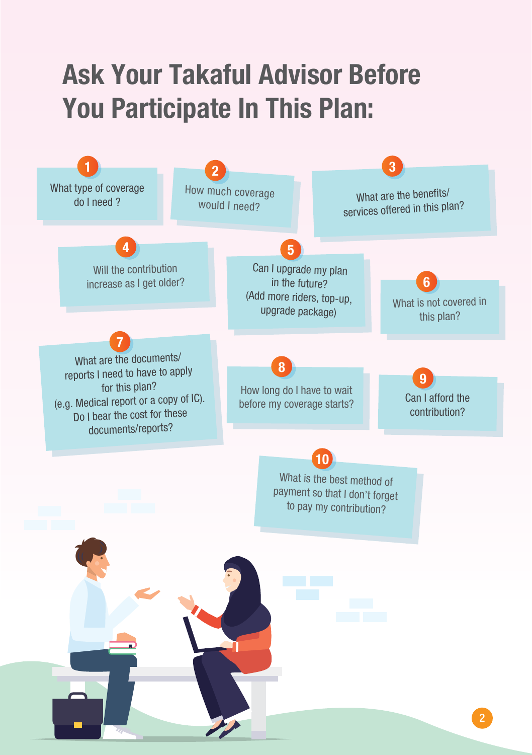# Ask Your Takaful Advisor Before You Participate In This Plan:

1. What type of coverage do I need ?
2. How much coverage would I need?
3. What are the benefits/ services offered in this plan?
4. Will the contribution increase as I get older?
5. Can I upgrade my plan in the future? (Add more riders, top-up, upgrade package)
6. What is not covered in this plan?
7. What are the documents/ reports I need to have to apply for this plan? (e.g. Medical report or a copy of IC). Do I bear the cost for these documents/reports?
8. How long do I have to wait before my coverage starts?
9. Can I afford the contribution?
10. What is the best method of payment so that I don't forget to pay my contribution?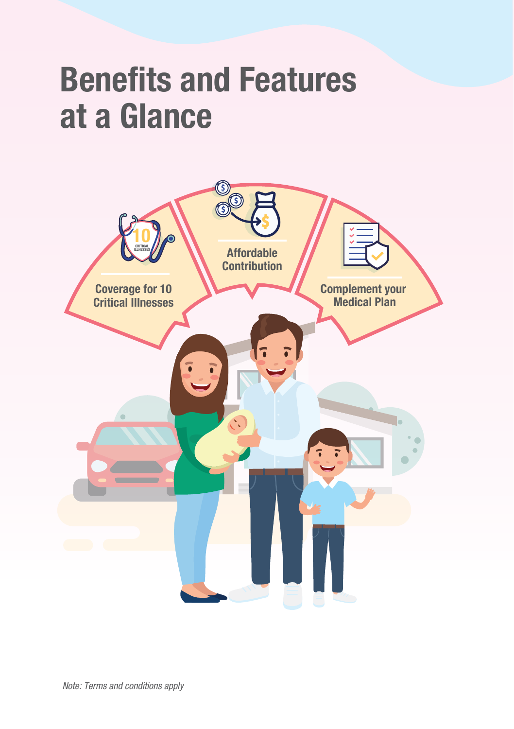# Benefits and Features at a Glance

- Coverage for 10 Critical Illnesses
- Affordable Contribution
- Complement your Medical Plan

*Note: Terms and conditions apply*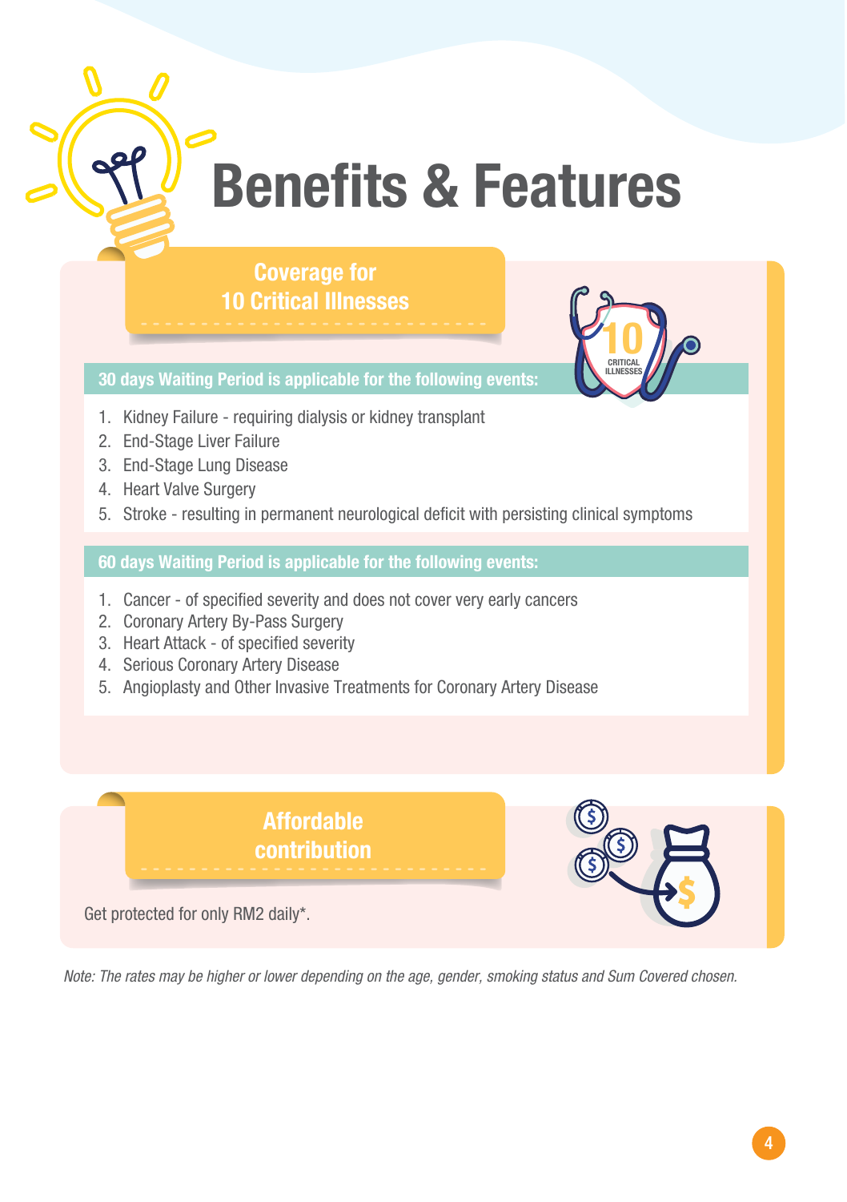# Benefits & Features

## Coverage for 10 Critical Illnesses

**30 days Waiting Period is applicable for the following events:**

1. Kidney Failure - requiring dialysis or kidney transplant
2. End-Stage Liver Failure
3. End-Stage Lung Disease
4. Heart Valve Surgery
5. Stroke - resulting in permanent neurological deficit with persisting clinical symptoms

**60 days Waiting Period is applicable for the following events:**

1. Cancer - of specified severity and does not cover very early cancers
2. Coronary Artery By-Pass Surgery
3. Heart Attack - of specified severity
4. Serious Coronary Artery Disease
5. Angioplasty and Other Invasive Treatments for Coronary Artery Disease

## Affordable contribution

Get protected for only RM2 daily*.

*Note: The rates may be higher or lower depending on the age, gender, smoking status and Sum Covered chosen.*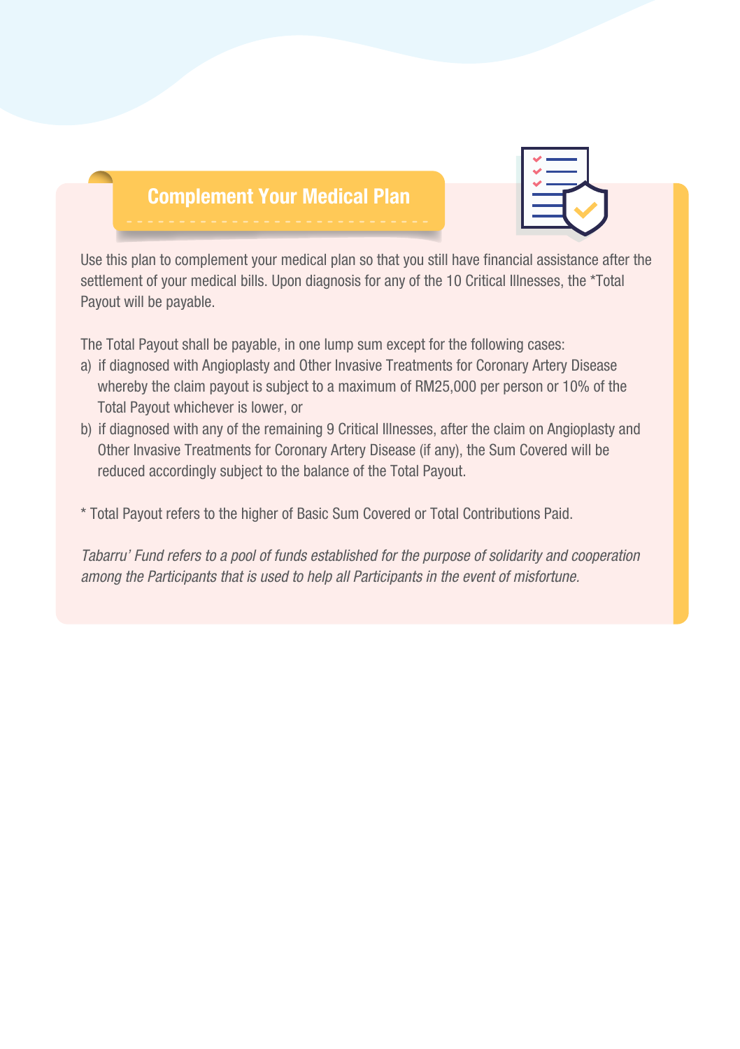## Complement Your Medical Plan

Use this plan to complement your medical plan so that you still have financial assistance after the settlement of your medical bills. Upon diagnosis for any of the 10 Critical Illnesses, the *Total Payout will be payable.

The Total Payout shall be payable, in one lump sum except for the following cases:

a) if diagnosed with Angioplasty and Other Invasive Treatments for Coronary Artery Disease whereby the claim payout is subject to a maximum of RM25,000 per person or 10% of the Total Payout whichever is lower, or

b) if diagnosed with any of the remaining 9 Critical Illnesses, after the claim on Angioplasty and Other Invasive Treatments for Coronary Artery Disease (if any), the Sum Covered will be reduced accordingly subject to the balance of the Total Payout.

* Total Payout refers to the higher of Basic Sum Covered or Total Contributions Paid.

*Tabarru' Fund refers to a pool of funds established for the purpose of solidarity and cooperation among the Participants that is used to help all Participants in the event of misfortune.*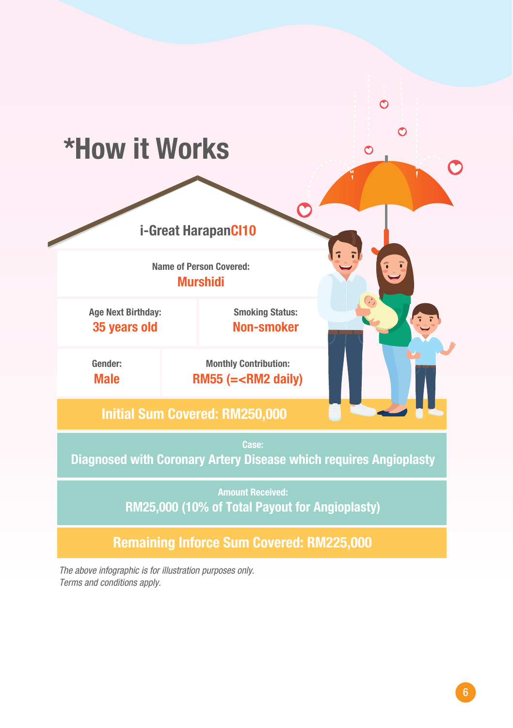# *How it Works

## i-Great HarapanCI10

| Name of Person Covered: Murshidi | |
|---|---|
| Age Next Birthday: **35 years old** | Smoking Status: **Non-smoker** |
| Gender: **Male** | Monthly Contribution: **RM55 (=<RM2 daily)** |

**Initial Sum Covered: RM250,000**

Case:
**Diagnosed with Coronary Artery Disease which requires Angioplasty**

Amount Received:
**RM25,000 (10% of Total Payout for Angioplasty)**

**Remaining Inforce Sum Covered: RM225,000**

*The above infographic is for illustration purposes only.*
*Terms and conditions apply.*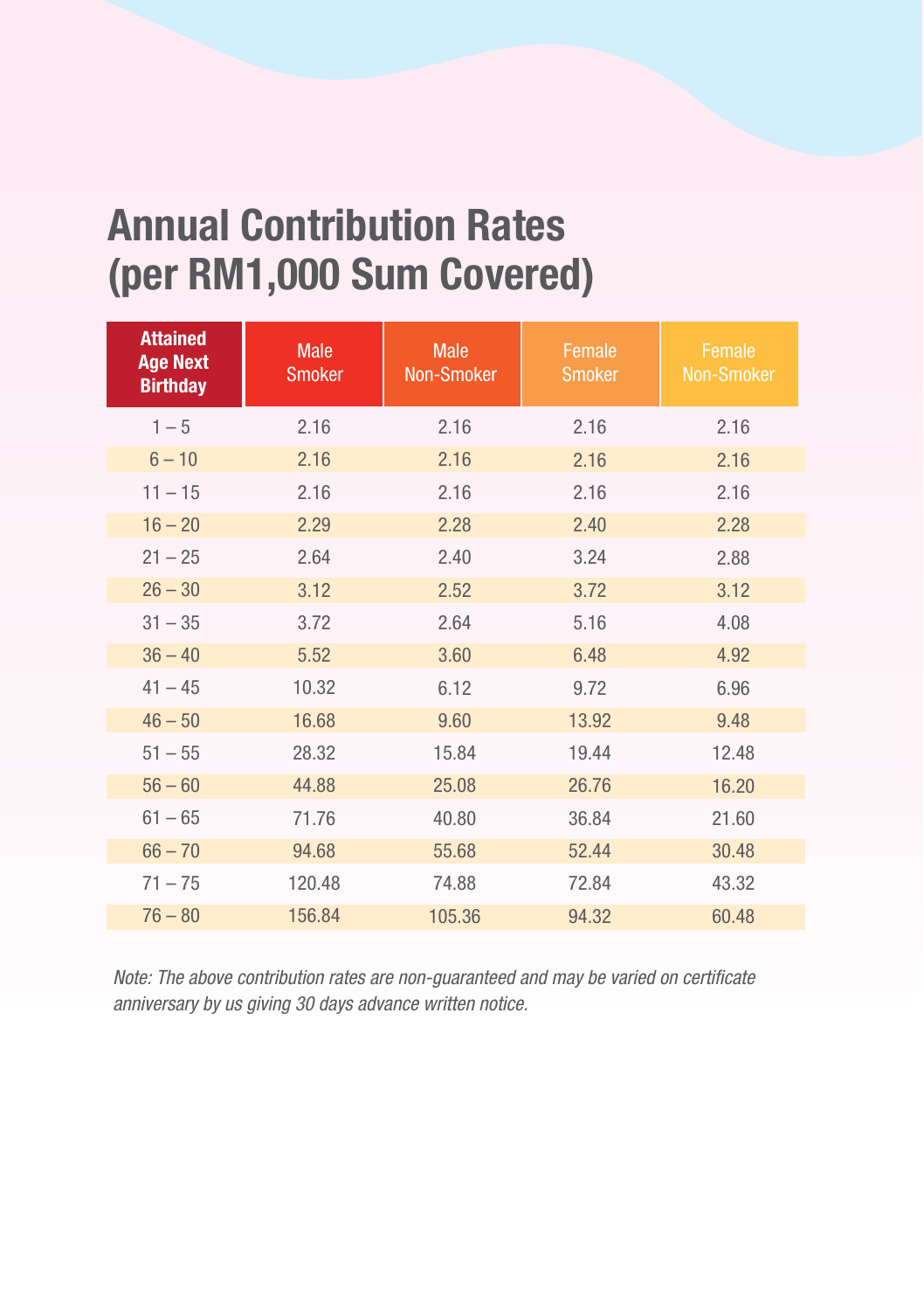# Annual Contribution Rates (per RM1,000 Sum Covered)

| Attained Age Next Birthday | Male Smoker | Male Non-Smoker | Female Smoker | Female Non-Smoker |
|---|---|---|---|---|
| 1 – 5 | 2.16 | 2.16 | 2.16 | 2.16 |
| 6 – 10 | 2.16 | 2.16 | 2.16 | 2.16 |
| 11 – 15 | 2.16 | 2.16 | 2.16 | 2.16 |
| 16 – 20 | 2.29 | 2.28 | 2.40 | 2.28 |
| 21 – 25 | 2.64 | 2.40 | 3.24 | 2.88 |
| 26 – 30 | 3.12 | 2.52 | 3.72 | 3.12 |
| 31 – 35 | 3.72 | 2.64 | 5.16 | 4.08 |
| 36 – 40 | 5.52 | 3.60 | 6.48 | 4.92 |
| 41 – 45 | 10.32 | 6.12 | 9.72 | 6.96 |
| 46 – 50 | 16.68 | 9.60 | 13.92 | 9.48 |
| 51 – 55 | 28.32 | 15.84 | 19.44 | 12.48 |
| 56 – 60 | 44.88 | 25.08 | 26.76 | 16.20 |
| 61 – 65 | 71.76 | 40.80 | 36.84 | 21.60 |
| 66 – 70 | 94.68 | 55.68 | 52.44 | 30.48 |
| 71 – 75 | 120.48 | 74.88 | 72.84 | 43.32 |
| 76 – 80 | 156.84 | 105.36 | 94.32 | 60.48 |

*Note: The above contribution rates are non-guaranteed and may be varied on certificate anniversary by us giving 30 days advance written notice.*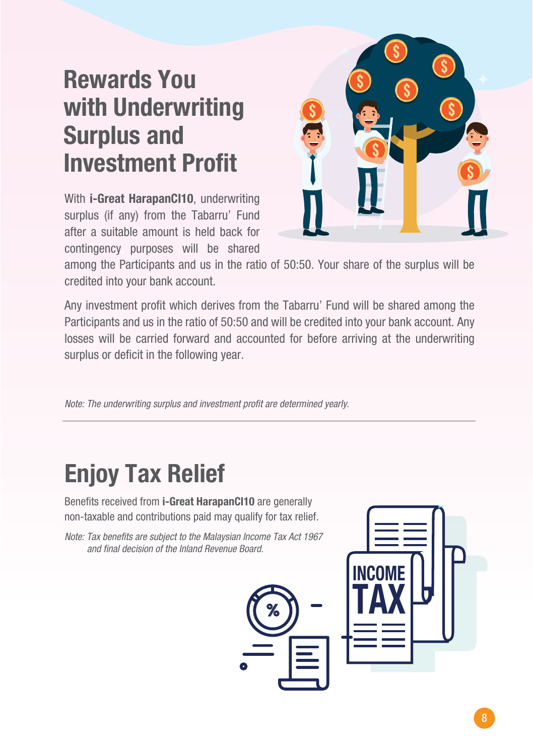## Rewards You with Underwriting Surplus and Investment Profit

With **i-Great HarapanCI10**, underwriting surplus (if any) from the Tabarru' Fund after a suitable amount is held back for contingency purposes will be shared among the Participants and us in the ratio of 50:50. Your share of the surplus will be credited into your bank account.

Any investment profit which derives from the Tabarru' Fund will be shared among the Participants and us in the ratio of 50:50 and will be credited into your bank account. Any losses will be carried forward and accounted for before arriving at the underwriting surplus or deficit in the following year.

*Note: The underwriting surplus and investment profit are determined yearly.*

---

## Enjoy Tax Relief

Benefits received from **i-Great HarapanCI10** are generally non-taxable and contributions paid may qualify for tax relief.

*Note: Tax benefits are subject to the Malaysian Income Tax Act 1967 and final decision of the Inland Revenue Board.*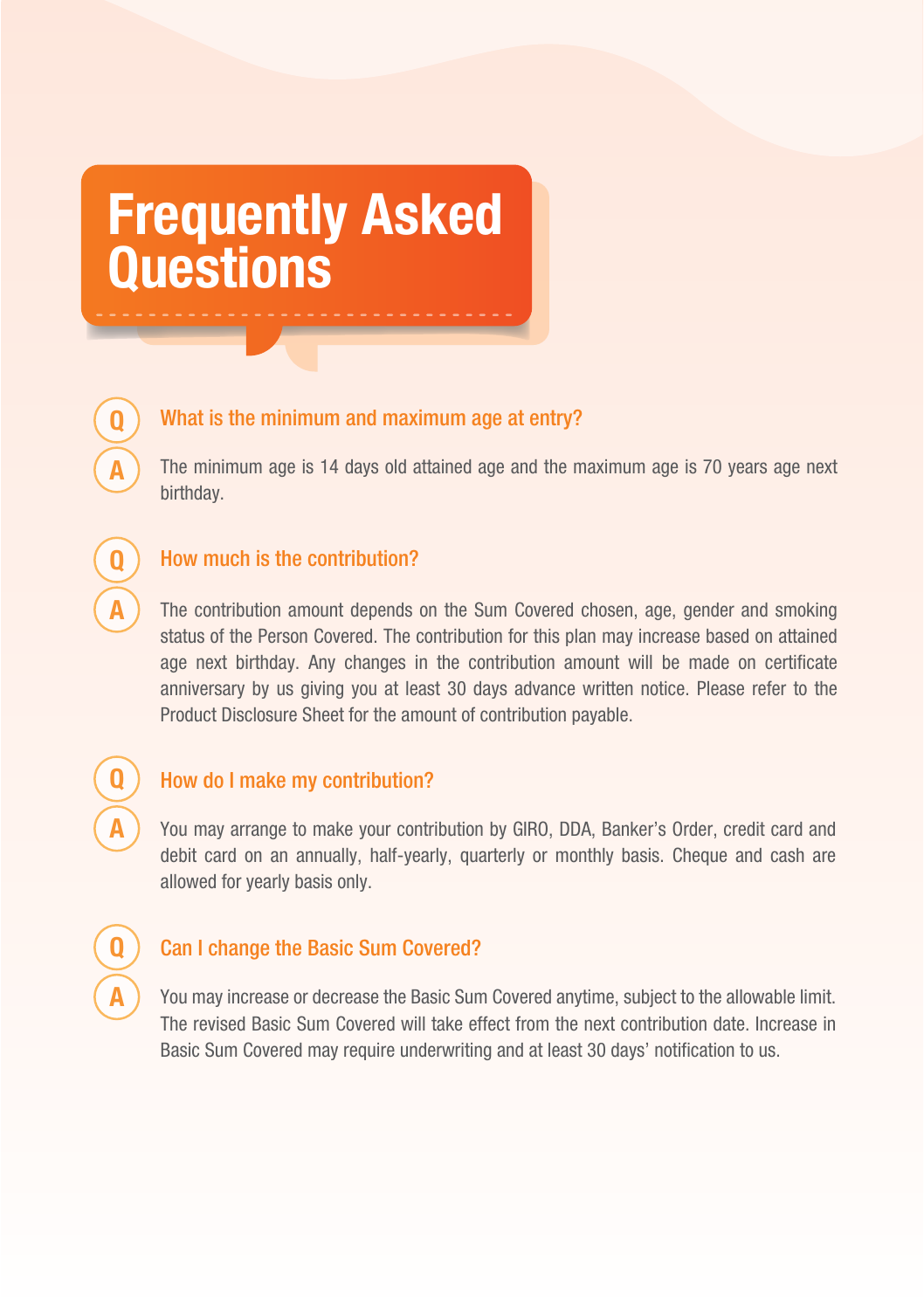# Frequently Asked Questions

**Q: What is the minimum and maximum age at entry?**

**A:** The minimum age is 14 days old attained age and the maximum age is 70 years age next birthday.

**Q: How much is the contribution?**

**A:** The contribution amount depends on the Sum Covered chosen, age, gender and smoking status of the Person Covered. The contribution for this plan may increase based on attained age next birthday. Any changes in the contribution amount will be made on certificate anniversary by us giving you at least 30 days advance written notice. Please refer to the Product Disclosure Sheet for the amount of contribution payable.

**Q: How do I make my contribution?**

**A:** You may arrange to make your contribution by GIRO, DDA, Banker's Order, credit card and debit card on an annually, half-yearly, quarterly or monthly basis. Cheque and cash are allowed for yearly basis only.

**Q: Can I change the Basic Sum Covered?**

**A:** You may increase or decrease the Basic Sum Covered anytime, subject to the allowable limit. The revised Basic Sum Covered will take effect from the next contribution date. Increase in Basic Sum Covered may require underwriting and at least 30 days' notification to us.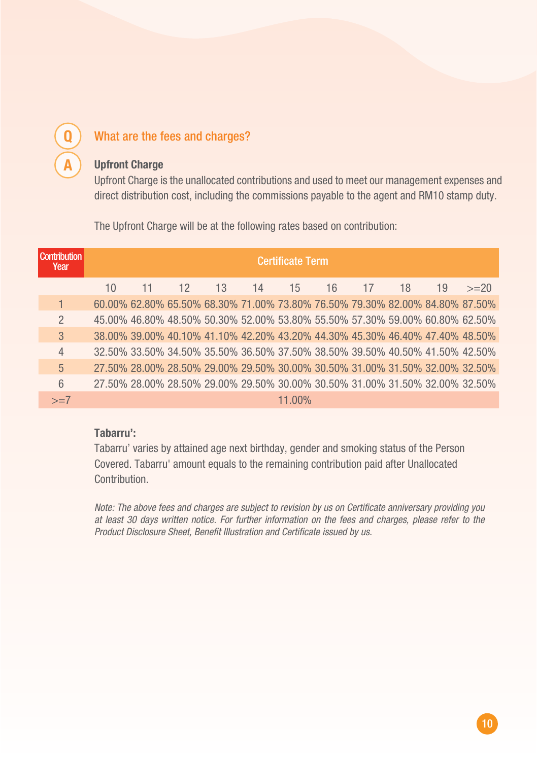**Q** What are the fees and charges?

**A**

**Upfront Charge**

Upfront Charge is the unallocated contributions and used to meet our management expenses and direct distribution cost, including the commissions payable to the agent and RM10 stamp duty.

The Upfront Charge will be at the following rates based on contribution:

| Contribution Year | Certificate Term | | | | | | | | | | |
|---|---|---|---|---|---|---|---|---|---|---|---|
| | 10 | 11 | 12 | 13 | 14 | 15 | 16 | 17 | 18 | 19 | >=20 |
| 1 | 60.00% | 62.80% | 65.50% | 68.30% | 71.00% | 73.80% | 76.50% | 79.30% | 82.00% | 84.80% | 87.50% |
| 2 | 45.00% | 46.80% | 48.50% | 50.30% | 52.00% | 53.80% | 55.50% | 57.30% | 59.00% | 60.80% | 62.50% |
| 3 | 38.00% | 39.00% | 40.10% | 41.10% | 42.20% | 43.20% | 44.30% | 45.30% | 46.40% | 47.40% | 48.50% |
| 4 | 32.50% | 33.50% | 34.50% | 35.50% | 36.50% | 37.50% | 38.50% | 39.50% | 40.50% | 41.50% | 42.50% |
| 5 | 27.50% | 28.00% | 28.50% | 29.00% | 29.50% | 30.00% | 30.50% | 31.00% | 31.50% | 32.00% | 32.50% |
| 6 | 27.50% | 28.00% | 28.50% | 29.00% | 29.50% | 30.00% | 30.50% | 31.00% | 31.50% | 32.00% | 32.50% |
| >=7 | 11.00% | | | | | | | | | | |

**Tabarru':**

Tabarru' varies by attained age next birthday, gender and smoking status of the Person Covered. Tabarru' amount equals to the remaining contribution paid after Unallocated Contribution.

*Note: The above fees and charges are subject to revision by us on Certificate anniversary providing you at least 30 days written notice. For further information on the fees and charges, please refer to the Product Disclosure Sheet, Benefit Illustration and Certificate issued by us.*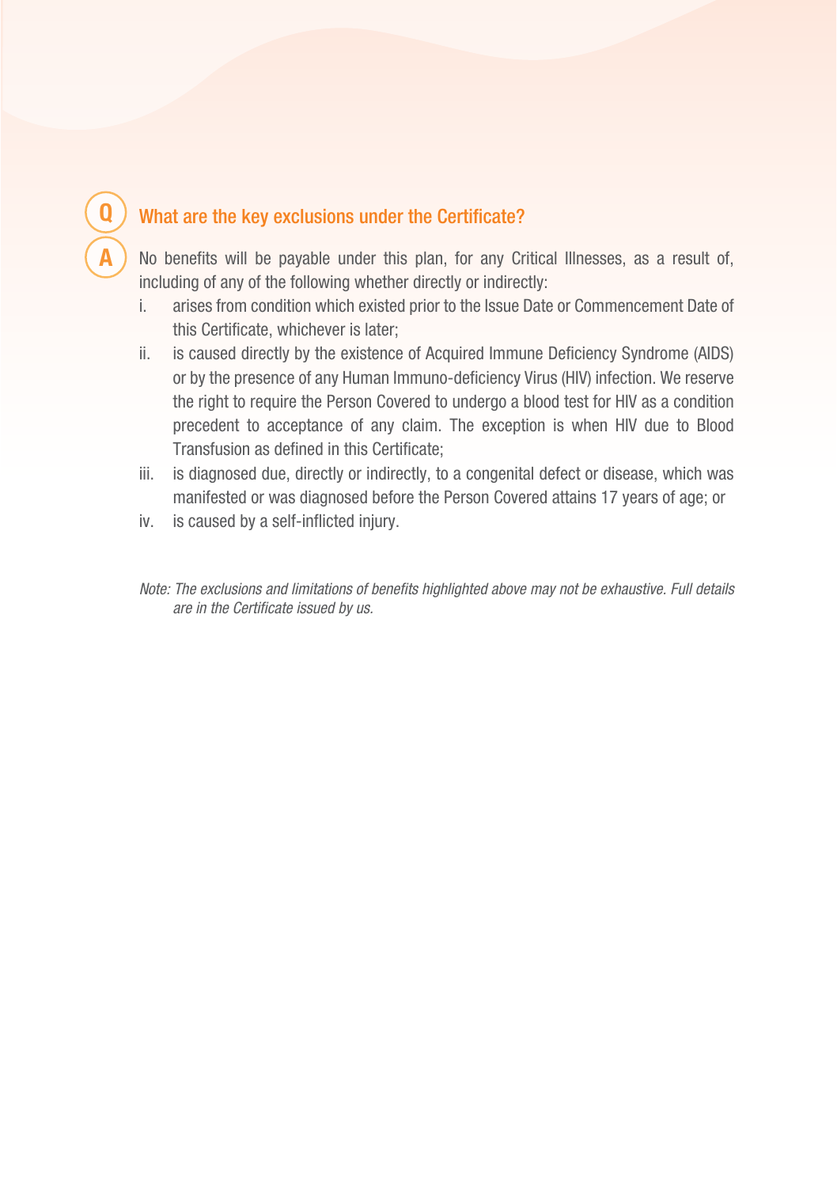**Q** What are the key exclusions under the Certificate?

**A** No benefits will be payable under this plan, for any Critical Illnesses, as a result of, including of any of the following whether directly or indirectly:

i. arises from condition which existed prior to the Issue Date or Commencement Date of this Certificate, whichever is later;

ii. is caused directly by the existence of Acquired Immune Deficiency Syndrome (AIDS) or by the presence of any Human Immuno-deficiency Virus (HIV) infection. We reserve the right to require the Person Covered to undergo a blood test for HIV as a condition precedent to acceptance of any claim. The exception is when HIV due to Blood Transfusion as defined in this Certificate;

iii. is diagnosed due, directly or indirectly, to a congenital defect or disease, which was manifested or was diagnosed before the Person Covered attains 17 years of age; or

iv. is caused by a self-inflicted injury.

*Note: The exclusions and limitations of benefits highlighted above may not be exhaustive. Full details are in the Certificate issued by us.*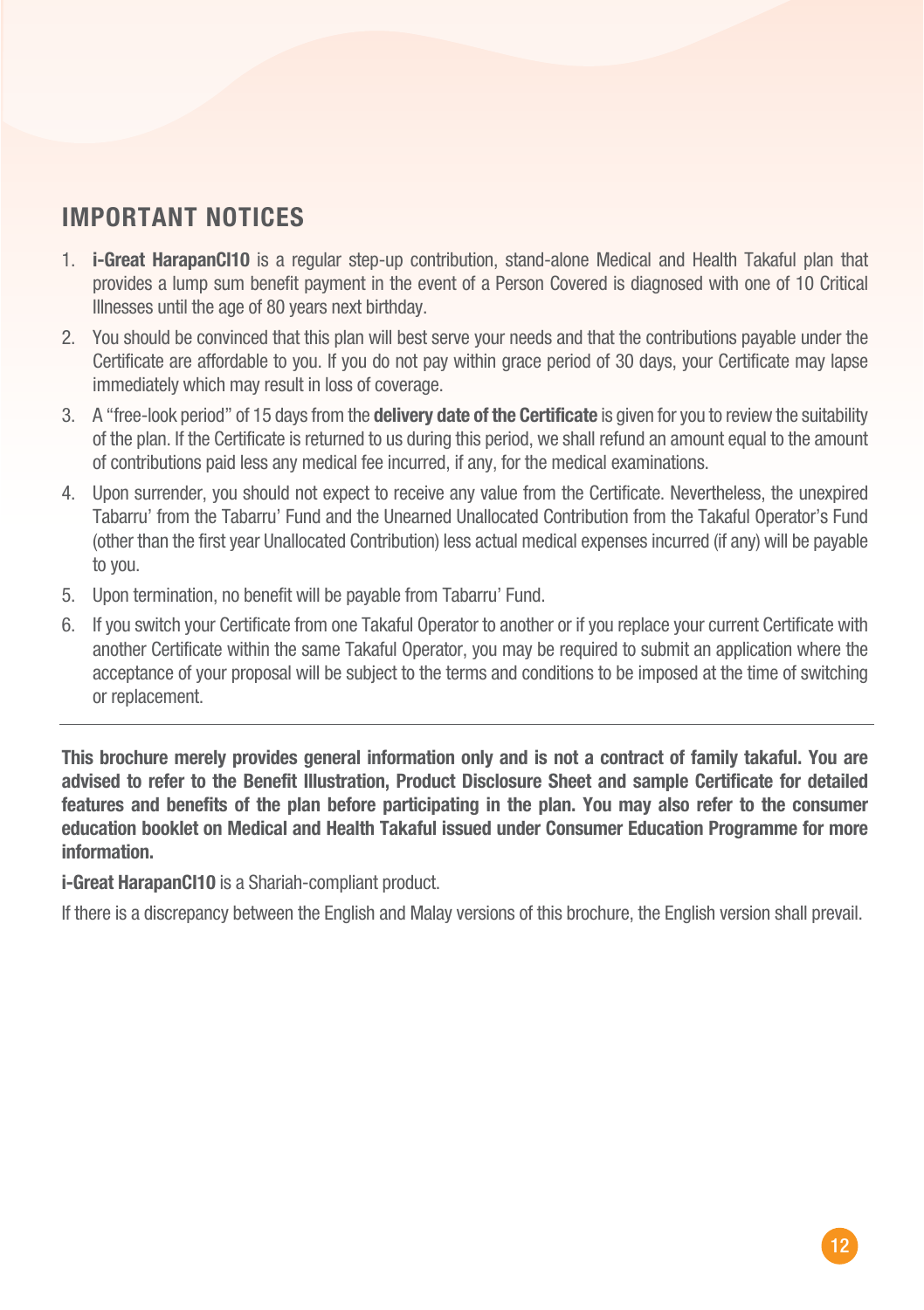## IMPORTANT NOTICES

1. **i-Great HarapanCI10** is a regular step-up contribution, stand-alone Medical and Health Takaful plan that provides a lump sum benefit payment in the event of a Person Covered is diagnosed with one of 10 Critical Illnesses until the age of 80 years next birthday.
2. You should be convinced that this plan will best serve your needs and that the contributions payable under the Certificate are affordable to you. If you do not pay within grace period of 30 days, your Certificate may lapse immediately which may result in loss of coverage.
3. A "free-look period" of 15 days from the **delivery date of the Certificate** is given for you to review the suitability of the plan. If the Certificate is returned to us during this period, we shall refund an amount equal to the amount of contributions paid less any medical fee incurred, if any, for the medical examinations.
4. Upon surrender, you should not expect to receive any value from the Certificate. Nevertheless, the unexpired Tabarru' from the Tabarru' Fund and the Unearned Unallocated Contribution from the Takaful Operator's Fund (other than the first year Unallocated Contribution) less actual medical expenses incurred (if any) will be payable to you.
5. Upon termination, no benefit will be payable from Tabarru' Fund.
6. If you switch your Certificate from one Takaful Operator to another or if you replace your current Certificate with another Certificate within the same Takaful Operator, you may be required to submit an application where the acceptance of your proposal will be subject to the terms and conditions to be imposed at the time of switching or replacement.

---

**This brochure merely provides general information only and is not a contract of family takaful. You are advised to refer to the Benefit Illustration, Product Disclosure Sheet and sample Certificate for detailed features and benefits of the plan before participating in the plan. You may also refer to the consumer education booklet on Medical and Health Takaful issued under Consumer Education Programme for more information.**

**i-Great HarapanCI10** is a Shariah-compliant product.

If there is a discrepancy between the English and Malay versions of this brochure, the English version shall prevail.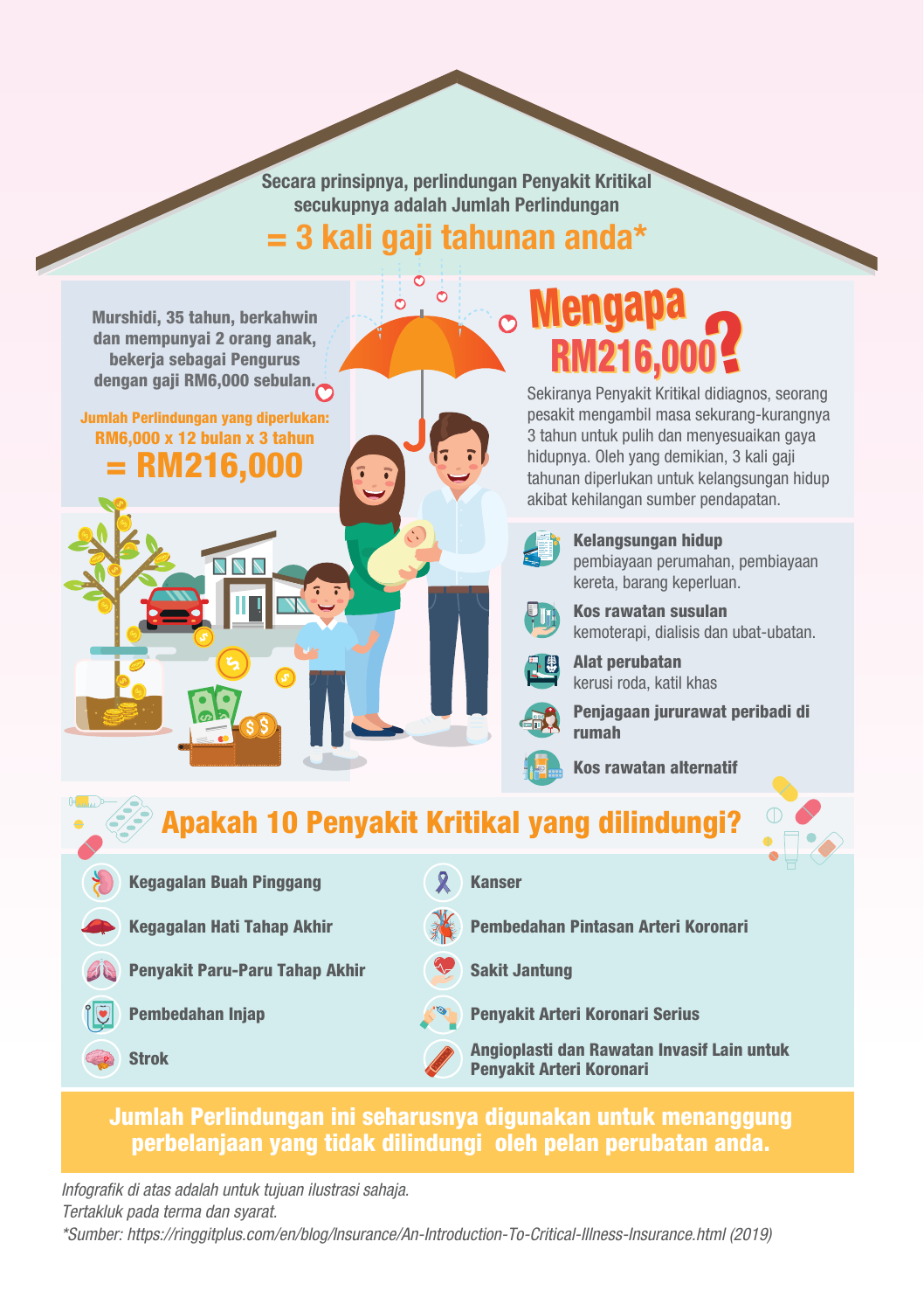Secara prinsipnya, perlindungan Penyakit Kritikal secukupnya adalah Jumlah Perlindungan

# = 3 kali gaji tahunan anda*

Murshidi, 35 tahun, berkahwin dan mempunyai 2 orang anak, bekerja sebagai Pengurus dengan gaji RM6,000 sebulan.

**Jumlah Perlindungan yang diperlukan: RM6,000 x 12 bulan x 3 tahun**

## = RM216,000

## Mengapa RM216,000?

Sekiranya Penyakit Kritikal didiagnos, seorang pesakit mengambil masa sekurang-kurangnya 3 tahun untuk pulih dan menyesuaikan gaya hidupnya. Oleh yang demikian, 3 kali gaji tahunan diperlukan untuk kelangsungan hidup akibat kehilangan sumber pendapatan.

- **Kelangsungan hidup**
  pembiayaan perumahan, pembiayaan kereta, barang keperluan.
- **Kos rawatan susulan**
  kemoterapi, dialisis dan ubat-ubatan.
- **Alat perubatan**
  kerusi roda, katil khas
- **Penjagaan jururawat peribadi di rumah**
- **Kos rawatan alternatif**

## Apakah 10 Penyakit Kritikal yang dilindungi?

- Kegagalan Buah Pinggang
- Kegagalan Hati Tahap Akhir
- Penyakit Paru-Paru Tahap Akhir
- Pembedahan Injap
- Strok
- Kanser
- Pembedahan Pintasan Arteri Koronari
- Sakit Jantung
- Penyakit Arteri Koronari Serius
- Angioplasti dan Rawatan Invasif Lain untuk Penyakit Arteri Koronari

**Jumlah Perlindungan ini seharusnya digunakan untuk menanggung perbelanjaan yang tidak dilindungi oleh pelan perubatan anda.**

*Infografik di atas adalah untuk tujuan ilustrasi sahaja.*
*Tertakluk pada terma dan syarat.*
*\*Sumber: https://ringgitplus.com/en/blog/Insurance/An-Introduction-To-Critical-Illness-Insurance.html (2019)*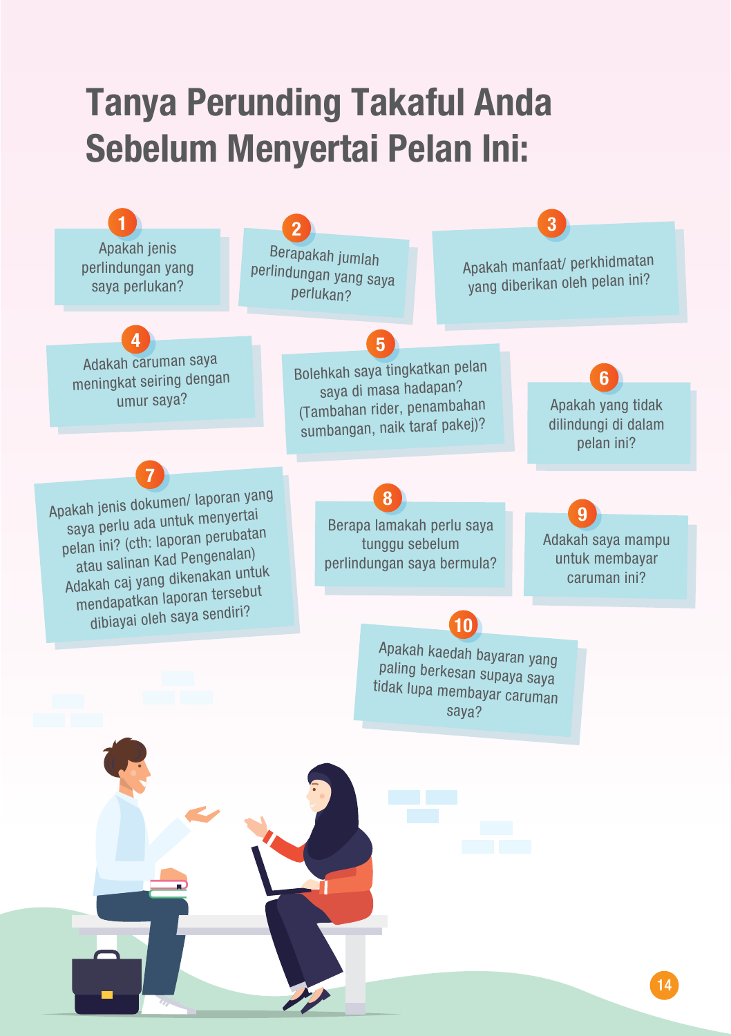# Tanya Perunding Takaful Anda Sebelum Menyertai Pelan Ini:

1. Apakah jenis perlindungan yang saya perlukan?
2. Berapakah jumlah perlindungan yang saya perlukan?
3. Apakah manfaat/ perkhidmatan yang diberikan oleh pelan ini?
4. Adakah caruman saya meningkat seiring dengan umur saya?
5. Bolehkah saya tingkatkan pelan saya di masa hadapan? (Tambahan rider, penambahan sumbangan, naik taraf pakej)?
6. Apakah yang tidak dilindungi di dalam pelan ini?
7. Apakah jenis dokumen/ laporan yang saya perlu ada untuk menyertai pelan ini? (cth: laporan perubatan atau salinan Kad Pengenalan) Adakah caj yang dikenakan untuk mendapatkan laporan tersebut dibiayai oleh saya sendiri?
8. Berapa lamakah perlu saya tunggu sebelum perlindungan saya bermula?
9. Adakah saya mampu untuk membayar caruman ini?
10. Apakah kaedah bayaran yang paling berkesan supaya saya tidak lupa membayar caruman saya?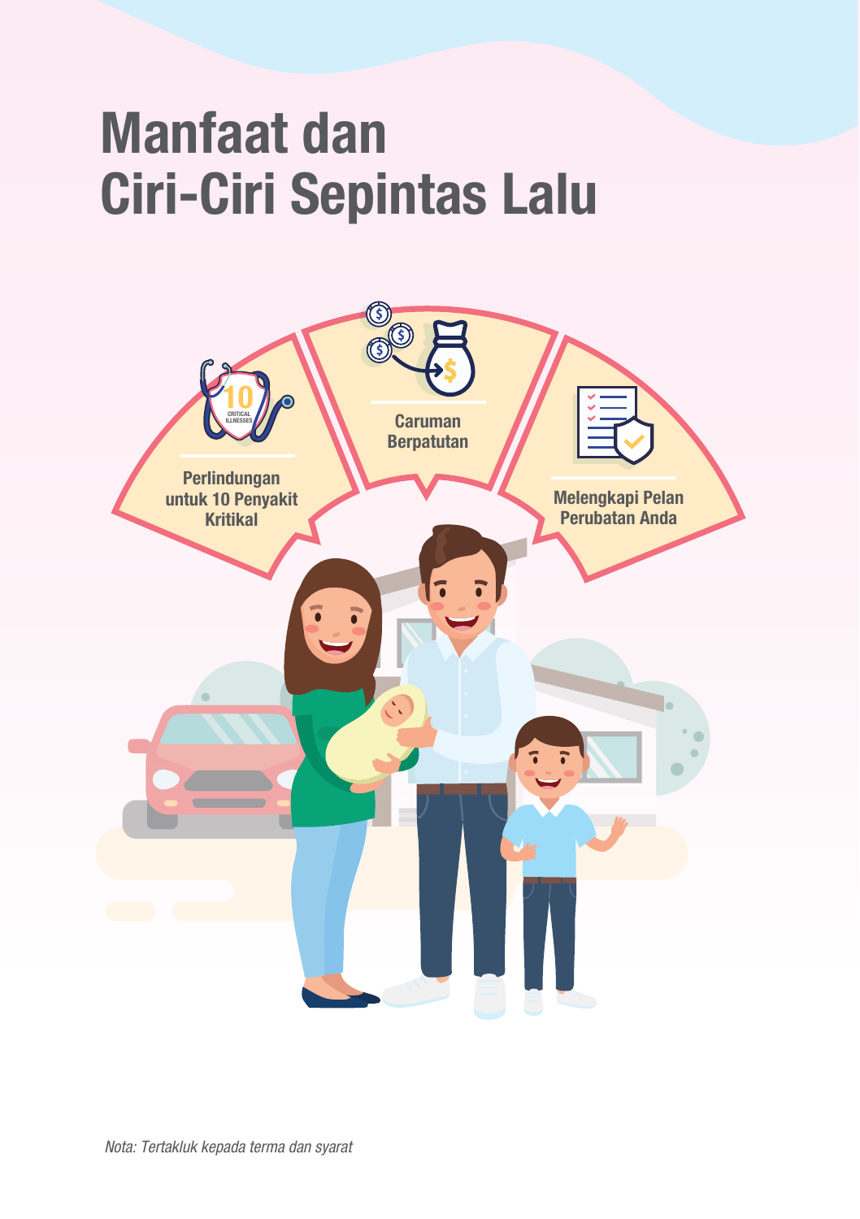# Manfaat dan Ciri-Ciri Sepintas Lalu

- Perlindungan untuk 10 Penyakit Kritikal
- Caruman Berpatutan
- Melengkapi Pelan Perubatan Anda

*Nota: Tertakluk kepada terma dan syarat*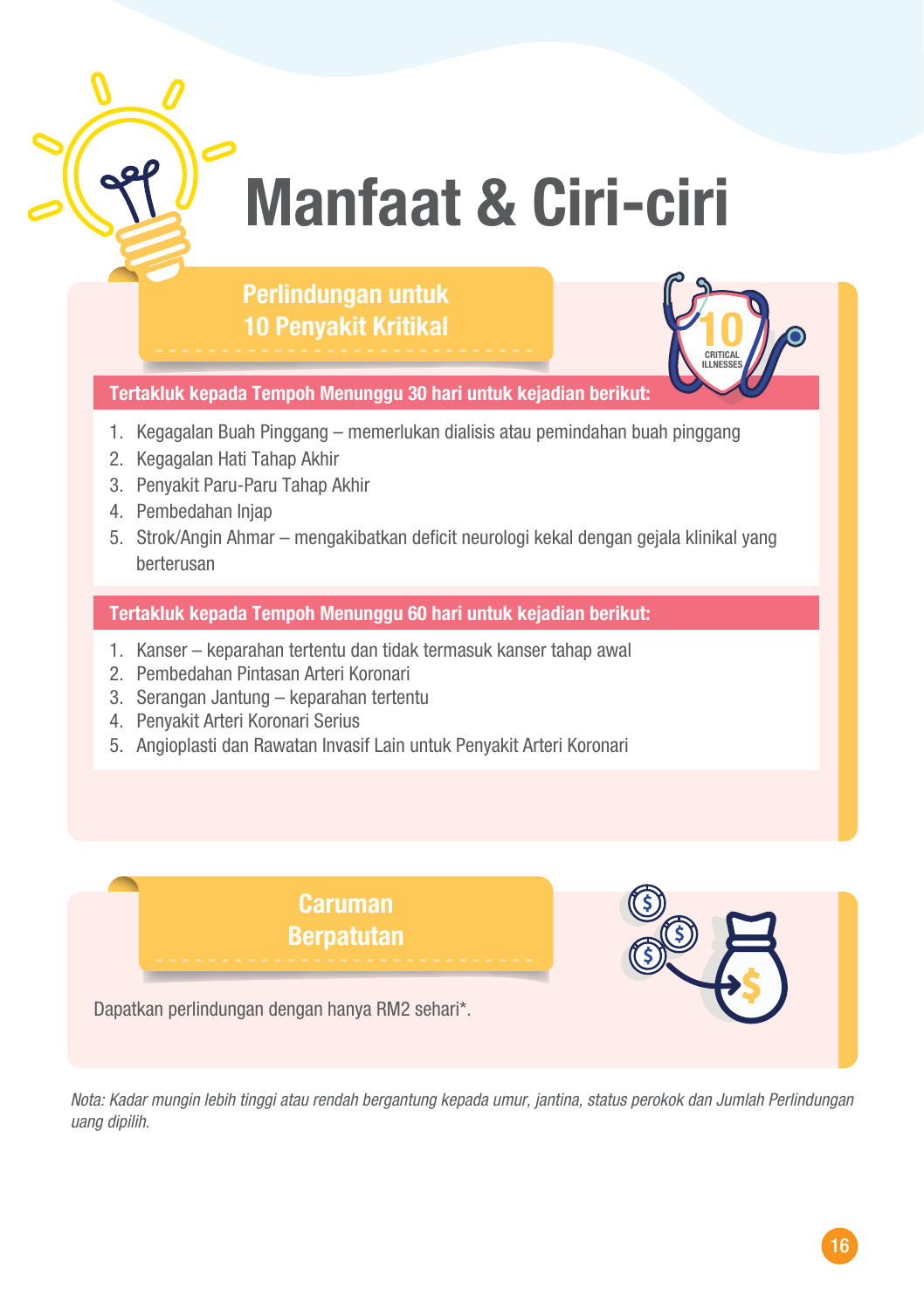# Manfaat & Ciri-ciri

## Perlindungan untuk 10 Penyakit Kritikal

10 CRITICAL ILLNESSES

**Tertakluk kepada Tempoh Menunggu 30 hari untuk kejadian berikut:**

1. Kegagalan Buah Pinggang – memerlukan dialisis atau pemindahan buah pinggang
2. Kegagalan Hati Tahap Akhir
3. Penyakit Paru-Paru Tahap Akhir
4. Pembedahan Injap
5. Strok/Angin Ahmar – mengakibatkan deficit neurologi kekal dengan gejala klinikal yang berterusan

**Tertakluk kepada Tempoh Menunggu 60 hari untuk kejadian berikut:**

1. Kanser – keparahan tertentu dan tidak termasuk kanser tahap awal
2. Pembedahan Pintasan Arteri Koronari
3. Serangan Jantung – keparahan tertentu
4. Penyakit Arteri Koronari Serius
5. Angioplasti dan Rawatan Invasif Lain untuk Penyakit Arteri Koronari

## Caruman Berpatutan

Dapatkan perlindungan dengan hanya RM2 sehari*.

*Nota: Kadar mungin lebih tinggi atau rendah bergantung kepada umur, jantina, status perokok dan Jumlah Perlindungan uang dipilih.*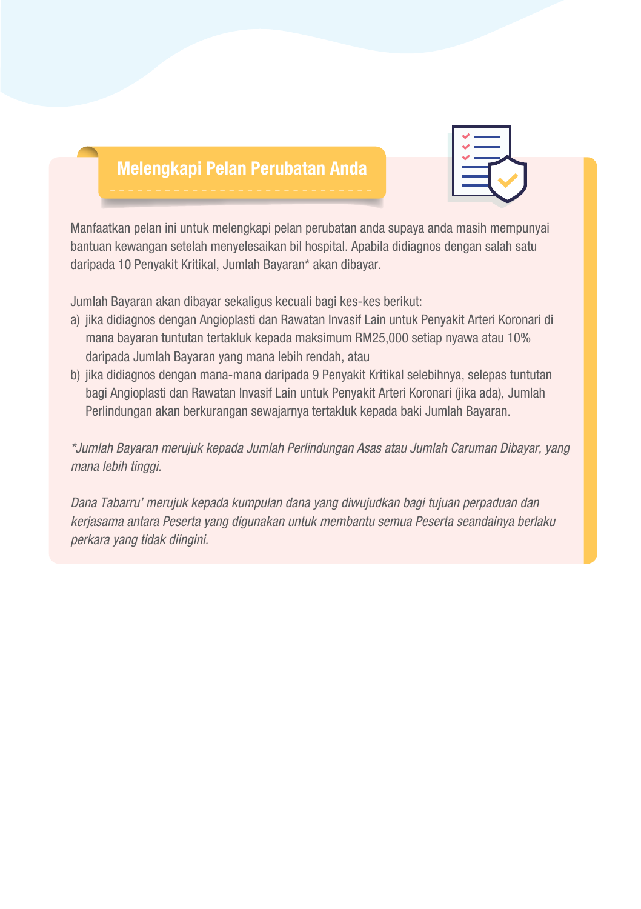## Melengkapi Pelan Perubatan Anda

Manfaatkan pelan ini untuk melengkapi pelan perubatan anda supaya anda masih mempunyai bantuan kewangan setelah menyelesaikan bil hospital. Apabila didiagnos dengan salah satu daripada 10 Penyakit Kritikal, Jumlah Bayaran* akan dibayar.

Jumlah Bayaran akan dibayar sekaligus kecuali bagi kes-kes berikut:

a) jika didiagnos dengan Angioplasti dan Rawatan Invasif Lain untuk Penyakit Arteri Koronari di mana bayaran tuntutan tertakluk kepada maksimum RM25,000 setiap nyawa atau 10% daripada Jumlah Bayaran yang mana lebih rendah, atau

b) jika didiagnos dengan mana-mana daripada 9 Penyakit Kritikal selebihnya, selepas tuntutan bagi Angioplasti dan Rawatan Invasif Lain untuk Penyakit Arteri Koronari (jika ada), Jumlah Perlindungan akan berkurangan sewajarnya tertakluk kepada baki Jumlah Bayaran.

*\*Jumlah Bayaran merujuk kepada Jumlah Perlindungan Asas atau Jumlah Caruman Dibayar, yang mana lebih tinggi.*

*Dana Tabarru' merujuk kepada kumpulan dana yang diwujudkan bagi tujuan perpaduan dan kerjasama antara Peserta yang digunakan untuk membantu semua Peserta seandainya berlaku perkara yang tidak diingini.*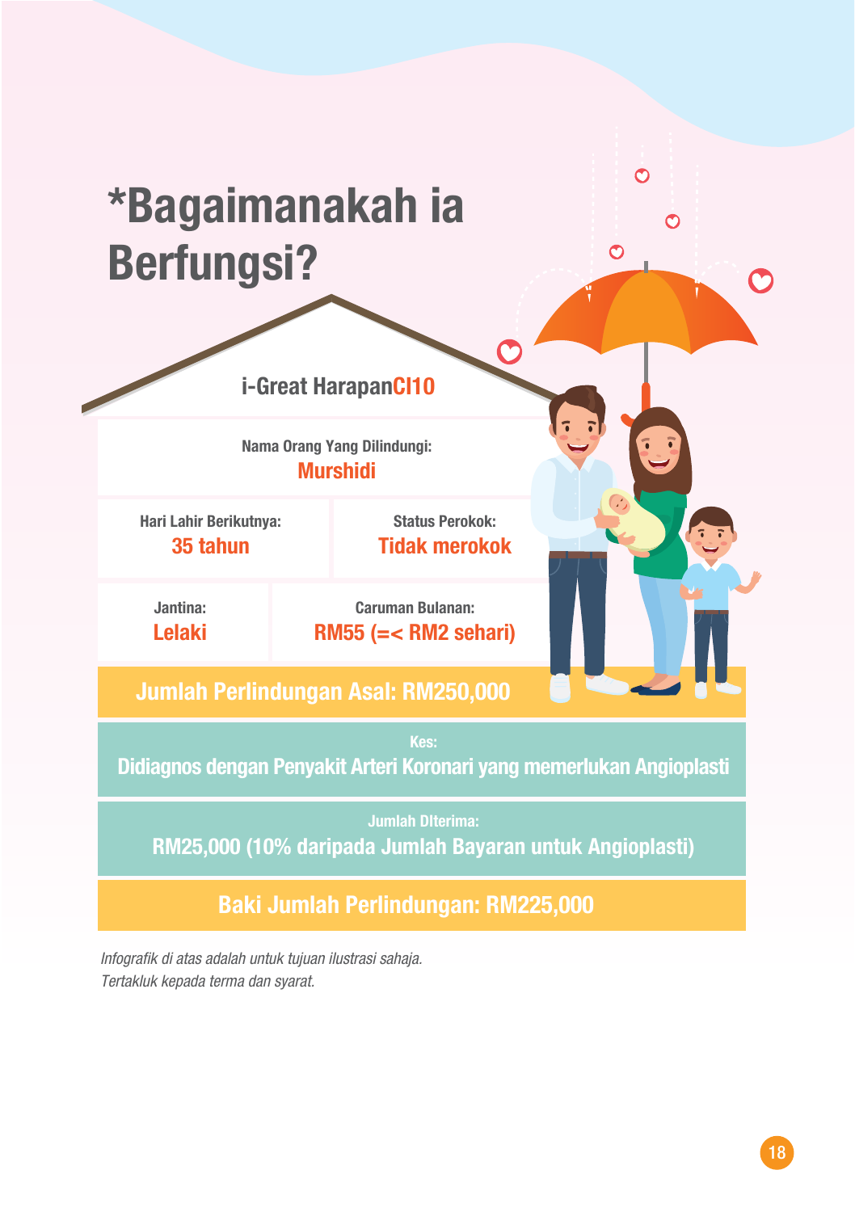# *Bagaimanakah ia Berfungsi?

## i-Great HarapanCI10

**Nama Orang Yang Dilindungi:**
**Murshidi**

| Hari Lahir Berikutnya: | Status Perokok: |
|---|---|
| **35 tahun** | **Tidak merokok** |

| Jantina: | Caruman Bulanan: |
|---|---|
| **Lelaki** | **RM55 (=< RM2 sehari)** |

**Jumlah Perlindungan Asal: RM250,000**

Kes:
**Didiagnos dengan Penyakit Arteri Koronari yang memerlukan Angioplasti**

Jumlah DIterima:
**RM25,000 (10% daripada Jumlah Bayaran untuk Angioplasti)**

**Baki Jumlah Perlindungan: RM225,000**

*Infografik di atas adalah untuk tujuan ilustrasi sahaja.*
*Tertakluk kepada terma dan syarat.*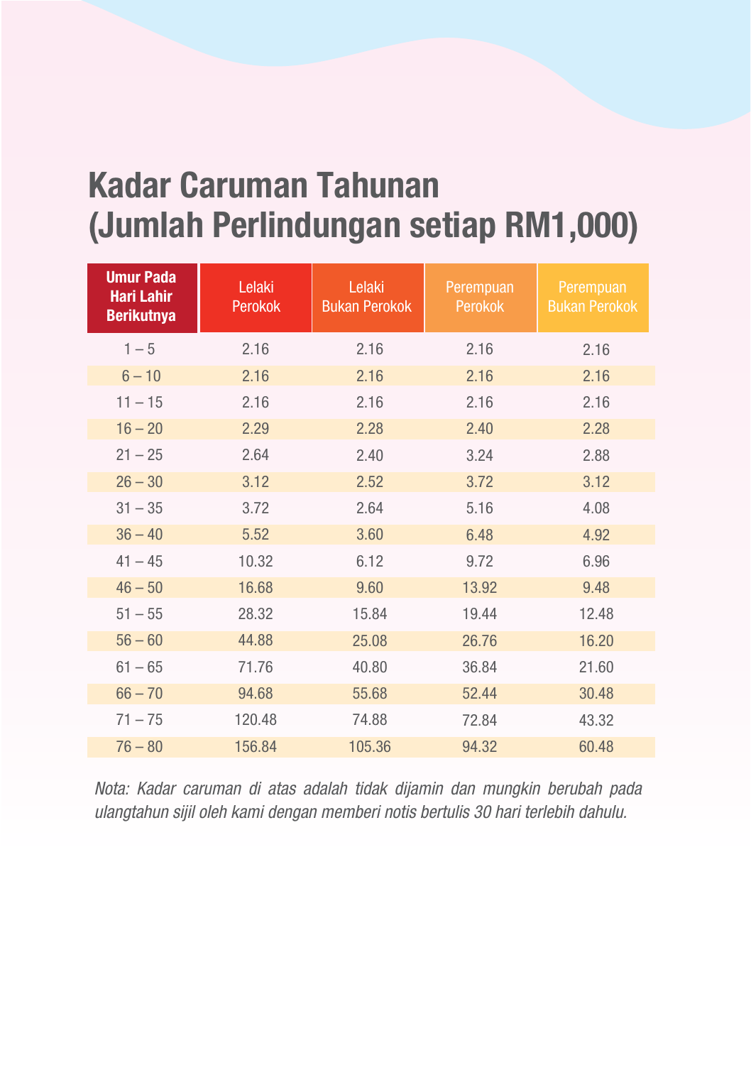# Kadar Caruman Tahunan (Jumlah Perlindungan setiap RM1,000)

| Umur Pada Hari Lahir Berikutnya | Lelaki Perokok | Lelaki Bukan Perokok | Perempuan Perokok | Perempuan Bukan Perokok |
|---|---|---|---|---|
| 1 – 5 | 2.16 | 2.16 | 2.16 | 2.16 |
| 6 – 10 | 2.16 | 2.16 | 2.16 | 2.16 |
| 11 – 15 | 2.16 | 2.16 | 2.16 | 2.16 |
| 16 – 20 | 2.29 | 2.28 | 2.40 | 2.28 |
| 21 – 25 | 2.64 | 2.40 | 3.24 | 2.88 |
| 26 – 30 | 3.12 | 2.52 | 3.72 | 3.12 |
| 31 – 35 | 3.72 | 2.64 | 5.16 | 4.08 |
| 36 – 40 | 5.52 | 3.60 | 6.48 | 4.92 |
| 41 – 45 | 10.32 | 6.12 | 9.72 | 6.96 |
| 46 – 50 | 16.68 | 9.60 | 13.92 | 9.48 |
| 51 – 55 | 28.32 | 15.84 | 19.44 | 12.48 |
| 56 – 60 | 44.88 | 25.08 | 26.76 | 16.20 |
| 61 – 65 | 71.76 | 40.80 | 36.84 | 21.60 |
| 66 – 70 | 94.68 | 55.68 | 52.44 | 30.48 |
| 71 – 75 | 120.48 | 74.88 | 72.84 | 43.32 |
| 76 – 80 | 156.84 | 105.36 | 94.32 | 60.48 |

*Nota: Kadar caruman di atas adalah tidak dijamin dan mungkin berubah pada ulangtahun sijil oleh kami dengan memberi notis bertulis 30 hari terlebih dahulu.*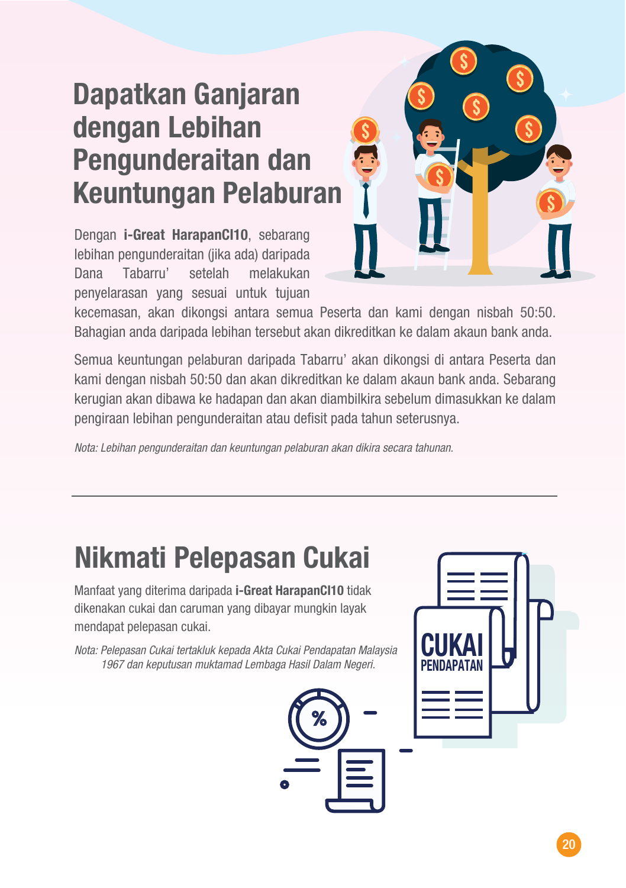# Dapatkan Ganjaran dengan Lebihan Pengunderaitan dan Keuntungan Pelaburan

Dengan **i-Great HarapanCI10**, sebarang lebihan pengunderaitan (jika ada) daripada Dana Tabarru' setelah melakukan penyelarasan yang sesuai untuk tujuan kecemasan, akan dikongsi antara semua Peserta dan kami dengan nisbah 50:50. Bahagian anda daripada lebihan tersebut akan dikreditkan ke dalam akaun bank anda.

Semua keuntungan pelaburan daripada Tabarru' akan dikongsi di antara Peserta dan kami dengan nisbah 50:50 dan akan dikreditkan ke dalam akaun bank anda. Sebarang kerugian akan dibawa ke hadapan dan akan diambilkira sebelum dimasukkan ke dalam pengiraan lebihan pengunderaitan atau defisit pada tahun seterusnya.

*Nota: Lebihan pengunderaitan dan keuntungan pelaburan akan dikira secara tahunan.*

---

# Nikmati Pelepasan Cukai

Manfaat yang diterima daripada **i-Great HarapanCI10** tidak dikenakan cukai dan caruman yang dibayar mungkin layak mendapat pelepasan cukai.

*Nota: Pelepasan Cukai tertakluk kepada Akta Cukai Pendapatan Malaysia 1967 dan keputusan muktamad Lembaga Hasil Dalam Negeri.*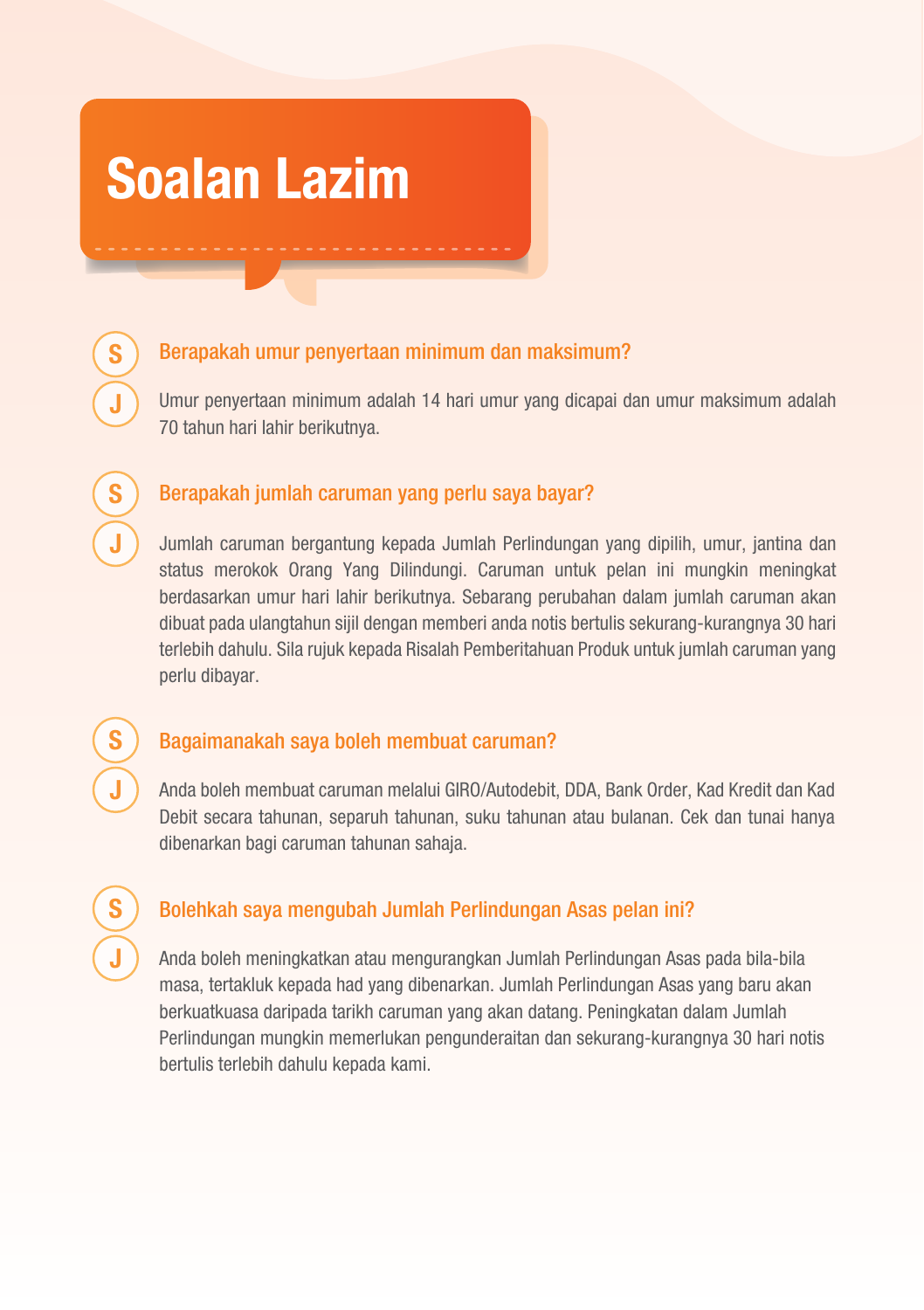# Soalan Lazim

**S** **Berapakah umur penyertaan minimum dan maksimum?**

**J** Umur penyertaan minimum adalah 14 hari umur yang dicapai dan umur maksimum adalah 70 tahun hari lahir berikutnya.

**S** **Berapakah jumlah caruman yang perlu saya bayar?**

**J** Jumlah caruman bergantung kepada Jumlah Perlindungan yang dipilih, umur, jantina dan status merokok Orang Yang Dilindungi. Caruman untuk pelan ini mungkin meningkat berdasarkan umur hari lahir berikutnya. Sebarang perubahan dalam jumlah caruman akan dibuat pada ulangtahun sijil dengan memberi anda notis bertulis sekurang-kurangnya 30 hari terlebih dahulu. Sila rujuk kepada Risalah Pemberitahuan Produk untuk jumlah caruman yang perlu dibayar.

**S** **Bagaimanakah saya boleh membuat caruman?**

**J** Anda boleh membuat caruman melalui GIRO/Autodebit, DDA, Bank Order, Kad Kredit dan Kad Debit secara tahunan, separuh tahunan, suku tahunan atau bulanan. Cek dan tunai hanya dibenarkan bagi caruman tahunan sahaja.

**S** **Bolehkah saya mengubah Jumlah Perlindungan Asas pelan ini?**

**J** Anda boleh meningkatkan atau mengurangkan Jumlah Perlindungan Asas pada bila-bila masa, tertakluk kepada had yang dibenarkan. Jumlah Perlindungan Asas yang baru akan berkuatkuasa daripada tarikh caruman yang akan datang. Peningkatan dalam Jumlah Perlindungan mungkin memerlukan pengunderaitan dan sekurang-kurangnya 30 hari notis bertulis terlebih dahulu kepada kami.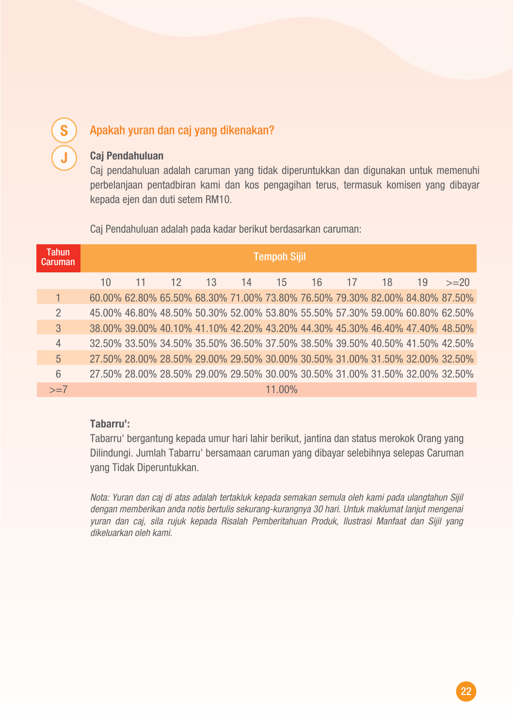**S** **Apakah yuran dan caj yang dikenakan?**

**J**

**Caj Pendahuluan**

Caj pendahuluan adalah caruman yang tidak diperuntukkan dan digunakan untuk memenuhi perbelanjaan pentadbiran kami dan kos pengagihan terus, termasuk komisen yang dibayar kepada ejen dan duti setem RM10.

Caj Pendahuluan adalah pada kadar berikut berdasarkan caruman:

| Tahun Caruman | Tempoh Sijil | | | | | | | | | | |
|---|---|---|---|---|---|---|---|---|---|---|---|
| | 10 | 11 | 12 | 13 | 14 | 15 | 16 | 17 | 18 | 19 | >=20 |
| 1 | 60.00% | 62.80% | 65.50% | 68.30% | 71.00% | 73.80% | 76.50% | 79.30% | 82.00% | 84.80% | 87.50% |
| 2 | 45.00% | 46.80% | 48.50% | 50.30% | 52.00% | 53.80% | 55.50% | 57.30% | 59.00% | 60.80% | 62.50% |
| 3 | 38.00% | 39.00% | 40.10% | 41.10% | 42.20% | 43.20% | 44.30% | 45.30% | 46.40% | 47.40% | 48.50% |
| 4 | 32.50% | 33.50% | 34.50% | 35.50% | 36.50% | 37.50% | 38.50% | 39.50% | 40.50% | 41.50% | 42.50% |
| 5 | 27.50% | 28.00% | 28.50% | 29.00% | 29.50% | 30.00% | 30.50% | 31.00% | 31.50% | 32.00% | 32.50% |
| 6 | 27.50% | 28.00% | 28.50% | 29.00% | 29.50% | 30.00% | 30.50% | 31.00% | 31.50% | 32.00% | 32.50% |
| >=7 | 11.00% | | | | | | | | | | |

**Tabarru':**

Tabarru' bergantung kepada umur hari lahir berikut, jantina dan status merokok Orang yang Dilindungi. Jumlah Tabarru' bersamaan caruman yang dibayar selebihnya selepas Caruman yang Tidak Diperuntukkan.

*Nota: Yuran dan caj di atas adalah tertakluk kepada semakan semula oleh kami pada ulangtahun Sijil dengan memberikan anda notis bertulis sekurang-kurangnya 30 hari. Untuk maklumat lanjut mengenai yuran dan caj, sila rujuk kepada Risalah Pemberitahuan Produk, Ilustrasi Manfaat dan Sijil yang dikeluarkan oleh kami.*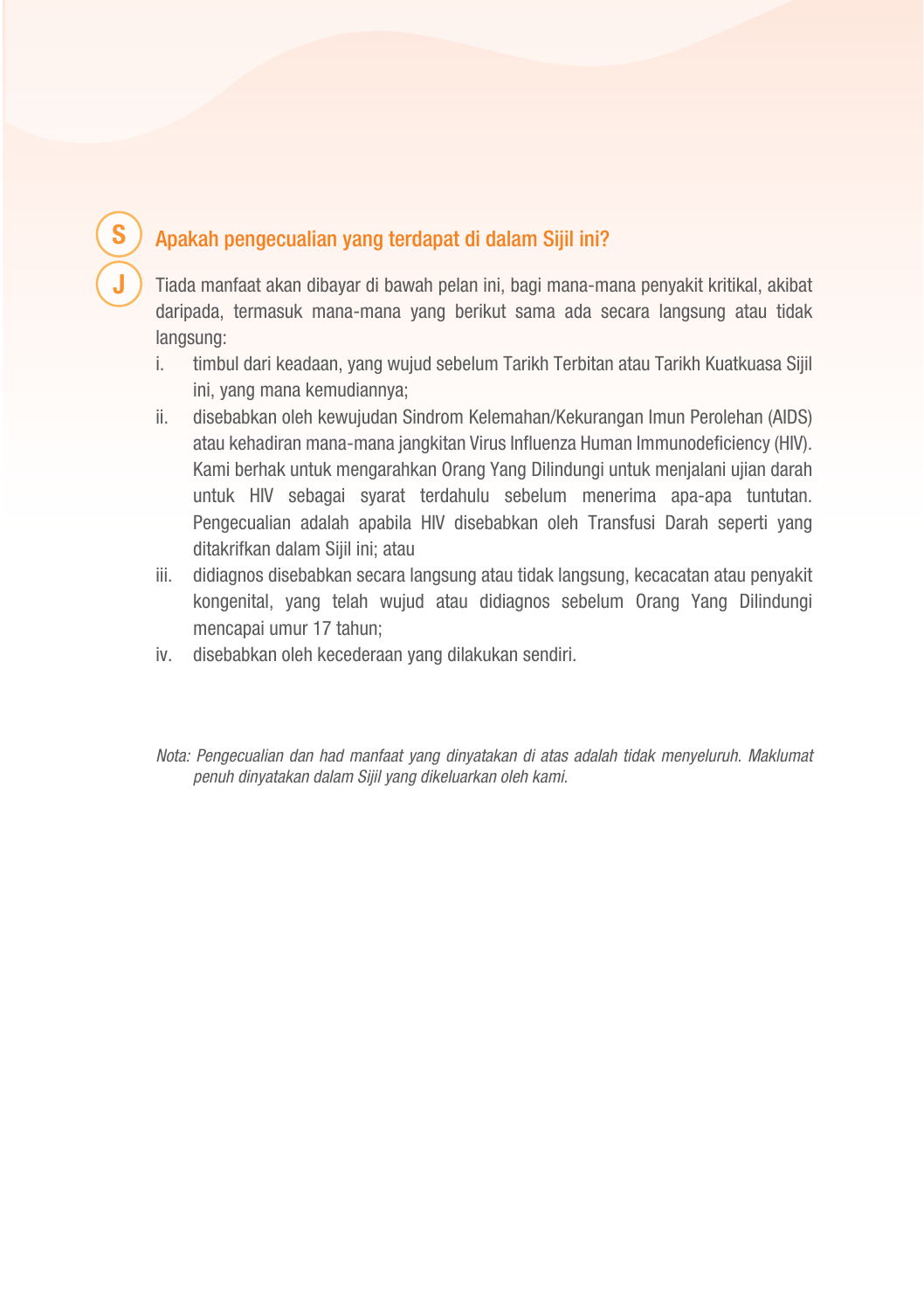**S** **Apakah pengecualian yang terdapat di dalam Sijil ini?**

**J** Tiada manfaat akan dibayar di bawah pelan ini, bagi mana-mana penyakit kritikal, akibat daripada, termasuk mana-mana yang berikut sama ada secara langsung atau tidak langsung:

i. timbul dari keadaan, yang wujud sebelum Tarikh Terbitan atau Tarikh Kuatkuasa Sijil ini, yang mana kemudiannya;

ii. disebabkan oleh kewujudan Sindrom Kelemahan/Kekurangan Imun Perolehan (AIDS) atau kehadiran mana-mana jangkitan Virus Influenza Human Immunodeficiency (HIV). Kami berhak untuk mengarahkan Orang Yang Dilindungi untuk menjalani ujian darah untuk HIV sebagai syarat terdahulu sebelum menerima apa-apa tuntutan. Pengecualian adalah apabila HIV disebabkan oleh Transfusi Darah seperti yang ditakrifkan dalam Sijil ini; atau

iii. didiagnos disebabkan secara langsung atau tidak langsung, kecacatan atau penyakit kongenital, yang telah wujud atau didiagnos sebelum Orang Yang Dilindungi mencapai umur 17 tahun;

iv. disebabkan oleh kecederaan yang dilakukan sendiri.

*Nota: Pengecualian dan had manfaat yang dinyatakan di atas adalah tidak menyeluruh. Maklumat penuh dinyatakan dalam Sijil yang dikeluarkan oleh kami.*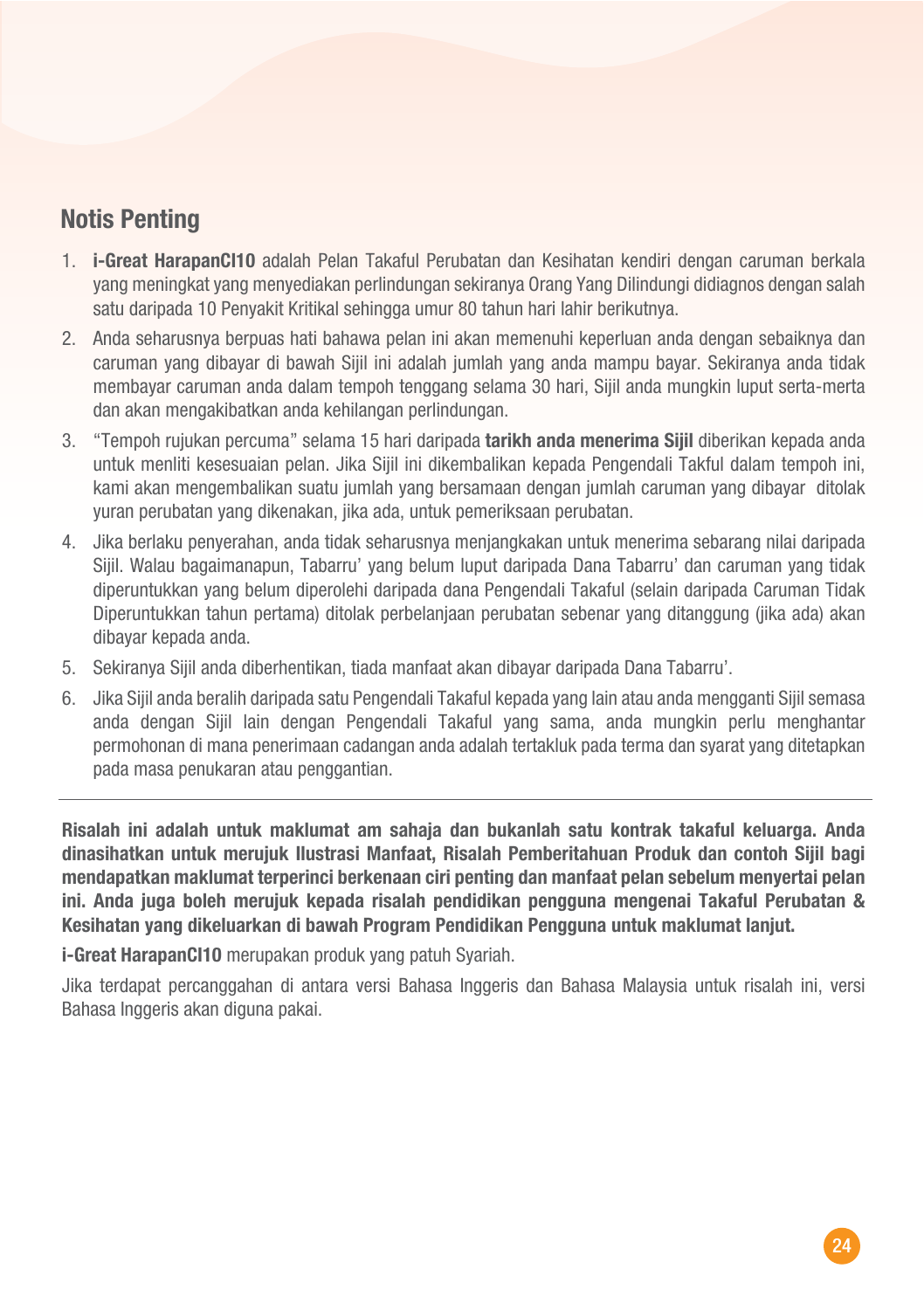## Notis Penting

1. **i-Great HarapanCI10** adalah Pelan Takaful Perubatan dan Kesihatan kendiri dengan caruman berkala yang meningkat yang menyediakan perlindungan sekiranya Orang Yang Dilindungi didiagnos dengan salah satu daripada 10 Penyakit Kritikal sehingga umur 80 tahun hari lahir berikutnya.
2. Anda seharusnya berpuas hati bahawa pelan ini akan memenuhi keperluan anda dengan sebaiknya dan caruman yang dibayar di bawah Sijil ini adalah jumlah yang anda mampu bayar. Sekiranya anda tidak membayar caruman anda dalam tempoh tenggang selama 30 hari, Sijil anda mungkin luput serta-merta dan akan mengakibatkan anda kehilangan perlindungan.
3. "Tempoh rujukan percuma" selama 15 hari daripada **tarikh anda menerima Sijil** diberikan kepada anda untuk menliti kesesuaian pelan. Jika Sijil ini dikembalikan kepada Pengendali Takful dalam tempoh ini, kami akan mengembalikan suatu jumlah yang bersamaan dengan jumlah caruman yang dibayar ditolak yuran perubatan yang dikenakan, jika ada, untuk pemeriksaan perubatan.
4. Jika berlaku penyerahan, anda tidak seharusnya menjangkakan untuk menerima sebarang nilai daripada Sijil. Walau bagaimanapun, Tabarru' yang belum luput daripada Dana Tabarru' dan caruman yang tidak diperuntukkan yang belum diperolehi daripada dana Pengendali Takaful (selain daripada Caruman Tidak Diperuntukkan tahun pertama) ditolak perbelanjaan perubatan sebenar yang ditanggung (jika ada) akan dibayar kepada anda.
5. Sekiranya Sijil anda diberhentikan, tiada manfaat akan dibayar daripada Dana Tabarru'.
6. Jika Sijil anda beralih daripada satu Pengendali Takaful kepada yang lain atau anda mengganti Sijil semasa anda dengan Sijil lain dengan Pengendali Takaful yang sama, anda mungkin perlu menghantar permohonan di mana penerimaan cadangan anda adalah tertakluk pada terma dan syarat yang ditetapkan pada masa penukaran atau penggantian.

---

**Risalah ini adalah untuk maklumat am sahaja dan bukanlah satu kontrak takaful keluarga. Anda dinasihatkan untuk merujuk Ilustrasi Manfaat, Risalah Pemberitahuan Produk dan contoh Sijil bagi mendapatkan maklumat terperinci berkenaan ciri penting dan manfaat pelan sebelum menyertai pelan ini. Anda juga boleh merujuk kepada risalah pendidikan pengguna mengenai Takaful Perubatan & Kesihatan yang dikeluarkan di bawah Program Pendidikan Pengguna untuk maklumat lanjut.**

**i-Great HarapanCI10** merupakan produk yang patuh Syariah.

Jika terdapat percanggahan di antara versi Bahasa Inggeris dan Bahasa Malaysia untuk risalah ini, versi Bahasa Inggeris akan diguna pakai.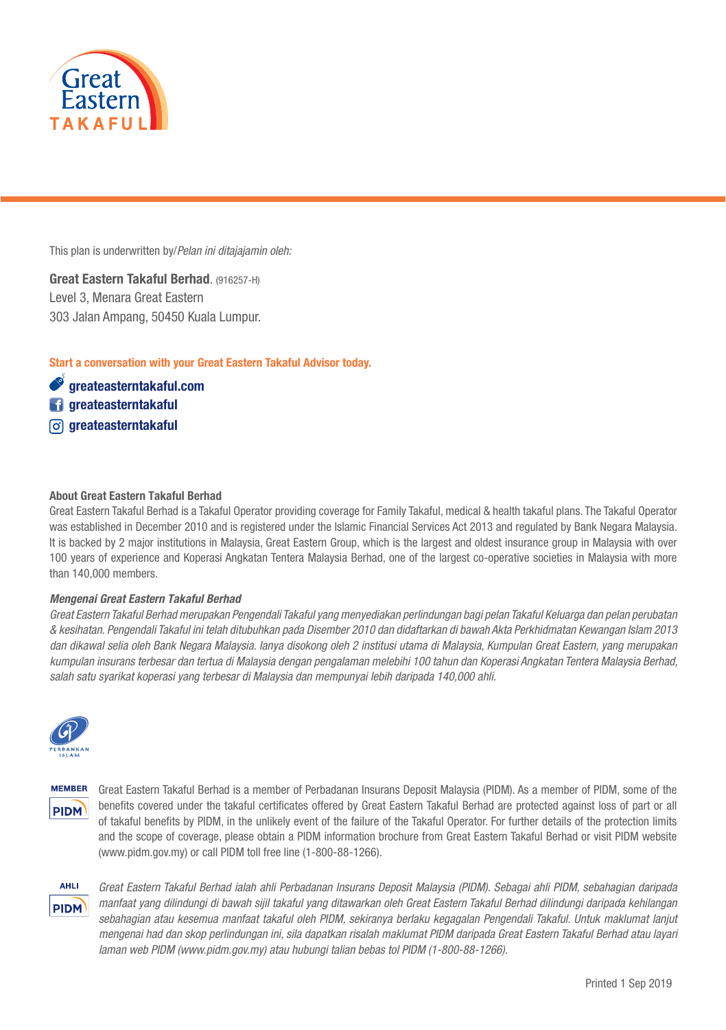This plan is underwritten by/*Pelan ini ditajajamin oleh:*

**Great Eastern Takaful Berhad**. (916257-H)
Level 3, Menara Great Eastern
303 Jalan Ampang, 50450 Kuala Lumpur.

**Start a conversation with your Great Eastern Takaful Advisor today.**

**greateasterntakaful.com**
**greateasterntakaful**
**greateasterntakaful**

**About Great Eastern Takaful Berhad**
Great Eastern Takaful Berhad is a Takaful Operator providing coverage for Family Takaful, medical & health takaful plans. The Takaful Operator was established in December 2010 and is registered under the Islamic Financial Services Act 2013 and regulated by Bank Negara Malaysia. It is backed by 2 major institutions in Malaysia, Great Eastern Group, which is the largest and oldest insurance group in Malaysia with over 100 years of experience and Koperasi Angkatan Tentera Malaysia Berhad, one of the largest co-operative societies in Malaysia with more than 140,000 members.

***Mengenai Great Eastern Takaful Berhad***
*Great Eastern Takaful Berhad merupakan Pengendali Takaful yang menyediakan perlindungan bagi pelan Takaful Keluarga dan pelan perubatan & kesihatan. Pengendali Takaful ini telah ditubuhkan pada Disember 2010 dan didaftarkan di bawah Akta Perkhidmatan Kewangan Islam 2013 dan dikawal selia oleh Bank Negara Malaysia. Ianya disokong oleh 2 institusi utama di Malaysia, Kumpulan Great Eastern, yang merupakan kumpulan insurans terbesar dan tertua di Malaysia dengan pengalaman melebihi 100 tahun dan Koperasi Angkatan Tentera Malaysia Berhad, salah satu syarikat koperasi yang terbesar di Malaysia dan mempunyai lebih daripada 140,000 ahli.*

MEMBER PIDM

Great Eastern Takaful Berhad is a member of Perbadanan Insurans Deposit Malaysia (PIDM). As a member of PIDM, some of the benefits covered under the takaful certificates offered by Great Eastern Takaful Berhad are protected against loss of part or all of takaful benefits by PIDM, in the unlikely event of the failure of the Takaful Operator. For further details of the protection limits and the scope of coverage, please obtain a PIDM information brochure from Great Eastern Takaful Berhad or visit PIDM website (www.pidm.gov.my) or call PIDM toll free line (1-800-88-1266).

AHLI PIDM

*Great Eastern Takaful Berhad ialah ahli Perbadanan Insurans Deposit Malaysia (PIDM). Sebagai ahli PIDM, sebahagian daripada manfaat yang dilindungi di bawah sijil takaful yang ditawarkan oleh Great Eastern Takaful Berhad dilindungi daripada kehilangan sebahagian atau kesemua manfaat takaful oleh PIDM, sekiranya berlaku kegagalan Pengendali Takaful. Untuk maklumat lanjut mengenai had dan skop perlindungan ini, sila dapatkan risalah maklumat PIDM daripada Great Eastern Takaful Berhad atau layari laman web PIDM (www.pidm.gov.my) atau hubungi talian bebas tol PIDM (1-800-88-1266).*

Printed 1 Sep 2019